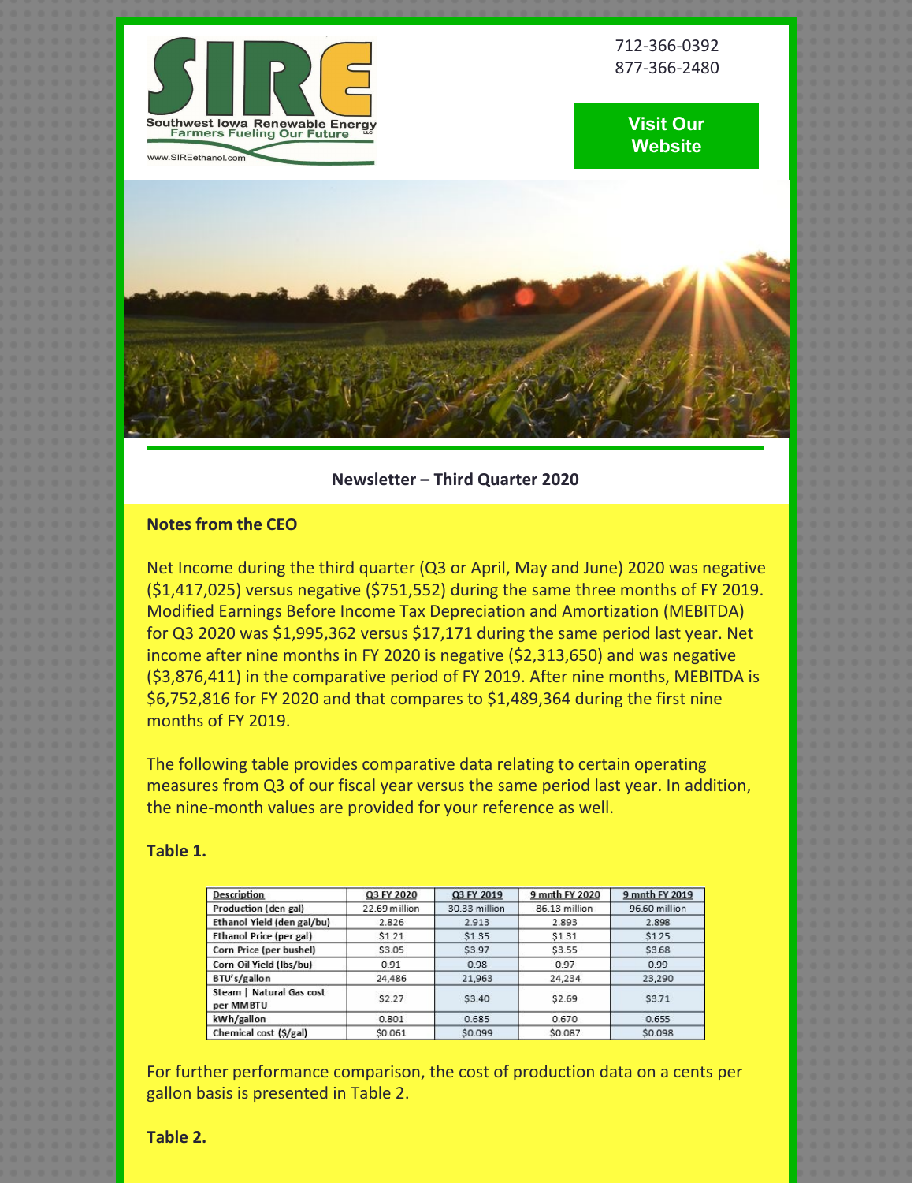712-366-0392
877-366-2480

Visit Our Website

Newsletter – Third Quarter 2020

**Notes from the CEO**

Net Income during the third quarter (Q3 or April, May and June) 2020 was negative ($1,417,025) versus negative ($751,552) during the same three months of FY 2019. Modified Earnings Before Income Tax Depreciation and Amortization (MEBITDA) for Q3 2020 was $1,995,362 versus $17,171 during the same period last year. Net income after nine months in FY 2020 is negative ($2,313,650) and was negative ($3,876,411) in the comparative period of FY 2019. After nine months, MEBITDA is $6,752,816 for FY 2020 and that compares to $1,489,364 during the first nine months of FY 2019.

The following table provides comparative data relating to certain operating measures from Q3 of our fiscal year versus the same period last year. In addition, the nine-month values are provided for your reference as well.

**Table 1.**

| Description | Q3 FY 2020 | Q3 FY 2019 | 9 mnth FY 2020 | 9 mnth FY 2019 |
|---|---|---|---|---|
| Production (den gal) | 22.69 million | 30.33 million | 86.13 million | 96.60 million |
| Ethanol Yield (den gal/bu) | 2.826 | 2.913 | 2.893 | 2.898 |
| Ethanol Price (per gal) | $1.21 | $1.35 | $1.31 | $1.25 |
| Corn Price (per bushel) | $3.05 | $3.97 | $3.55 | $3.68 |
| Corn Oil Yield (lbs/bu) | 0.91 | 0.98 | 0.97 | 0.99 |
| BTU's/gallon | 24,486 | 21,963 | 24,234 | 23,290 |
| Steam \| Natural Gas cost per MMBTU | $2.27 | $3.40 | $2.69 | $3.71 |
| kWh/gallon | 0.801 | 0.685 | 0.670 | 0.655 |
| Chemical cost ($/gal) | $0.061 | $0.099 | $0.087 | $0.098 |

For further performance comparison, the cost of production data on a cents per gallon basis is presented in Table 2.

**Table 2.**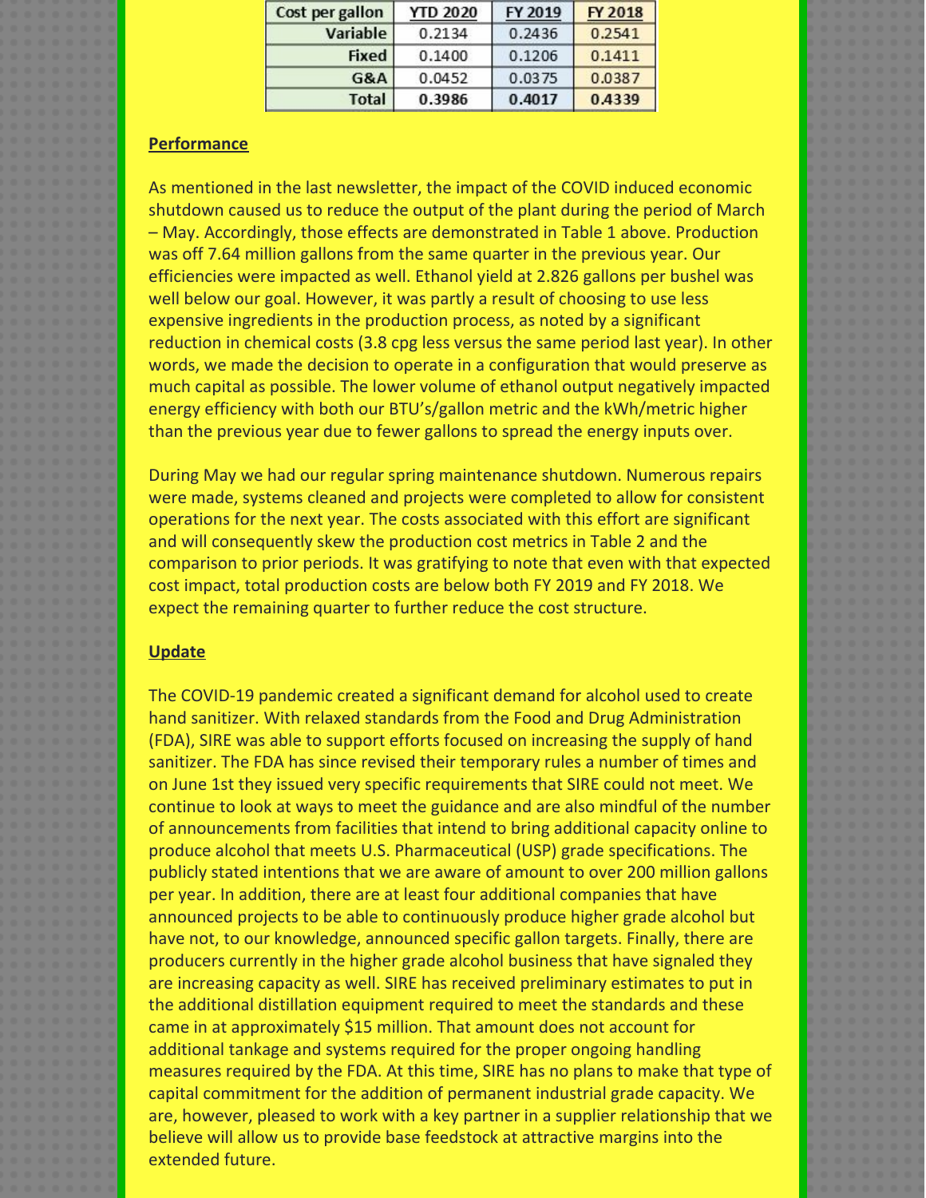| Cost per gallon | YTD 2020 | FY 2019 | FY 2018 |
|---|---|---|---|
| Variable | 0.2134 | 0.2436 | 0.2541 |
| Fixed | 0.1400 | 0.1206 | 0.1411 |
| G&A | 0.0452 | 0.0375 | 0.0387 |
| **Total** | **0.3986** | **0.4017** | **0.4339** |

**Performance**

As mentioned in the last newsletter, the impact of the COVID induced economic shutdown caused us to reduce the output of the plant during the period of March – May. Accordingly, those effects are demonstrated in Table 1 above. Production was off 7.64 million gallons from the same quarter in the previous year. Our efficiencies were impacted as well. Ethanol yield at 2.826 gallons per bushel was well below our goal. However, it was partly a result of choosing to use less expensive ingredients in the production process, as noted by a significant reduction in chemical costs (3.8 cpg less versus the same period last year). In other words, we made the decision to operate in a configuration that would preserve as much capital as possible. The lower volume of ethanol output negatively impacted energy efficiency with both our BTU's/gallon metric and the kWh/metric higher than the previous year due to fewer gallons to spread the energy inputs over.

During May we had our regular spring maintenance shutdown. Numerous repairs were made, systems cleaned and projects were completed to allow for consistent operations for the next year. The costs associated with this effort are significant and will consequently skew the production cost metrics in Table 2 and the comparison to prior periods. It was gratifying to note that even with that expected cost impact, total production costs are below both FY 2019 and FY 2018. We expect the remaining quarter to further reduce the cost structure.

**Update**

The COVID-19 pandemic created a significant demand for alcohol used to create hand sanitizer. With relaxed standards from the Food and Drug Administration (FDA), SIRE was able to support efforts focused on increasing the supply of hand sanitizer. The FDA has since revised their temporary rules a number of times and on June 1st they issued very specific requirements that SIRE could not meet. We continue to look at ways to meet the guidance and are also mindful of the number of announcements from facilities that intend to bring additional capacity online to produce alcohol that meets U.S. Pharmaceutical (USP) grade specifications. The publicly stated intentions that we are aware of amount to over 200 million gallons per year. In addition, there are at least four additional companies that have announced projects to be able to continuously produce higher grade alcohol but have not, to our knowledge, announced specific gallon targets. Finally, there are producers currently in the higher grade alcohol business that have signaled they are increasing capacity as well. SIRE has received preliminary estimates to put in the additional distillation equipment required to meet the standards and these came in at approximately $15 million. That amount does not account for additional tankage and systems required for the proper ongoing handling measures required by the FDA. At this time, SIRE has no plans to make that type of capital commitment for the addition of permanent industrial grade capacity. We are, however, pleased to work with a key partner in a supplier relationship that we believe will allow us to provide base feedstock at attractive margins into the extended future.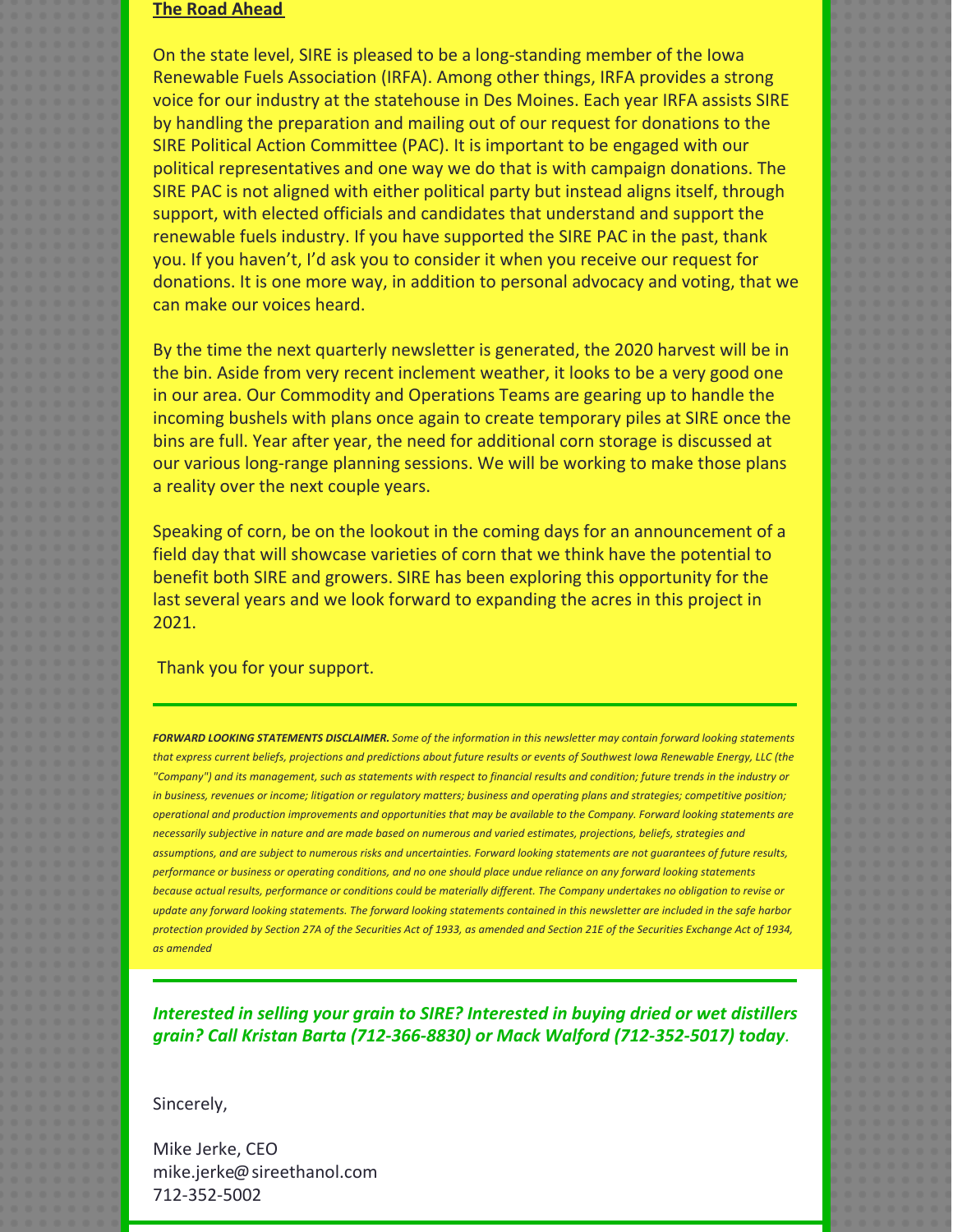## The Road Ahead

On the state level, SIRE is pleased to be a long-standing member of the Iowa Renewable Fuels Association (IRFA). Among other things, IRFA provides a strong voice for our industry at the statehouse in Des Moines. Each year IRFA assists SIRE by handling the preparation and mailing out of our request for donations to the SIRE Political Action Committee (PAC). It is important to be engaged with our political representatives and one way we do that is with campaign donations. The SIRE PAC is not aligned with either political party but instead aligns itself, through support, with elected officials and candidates that understand and support the renewable fuels industry. If you have supported the SIRE PAC in the past, thank you. If you haven't, I'd ask you to consider it when you receive our request for donations. It is one more way, in addition to personal advocacy and voting, that we can make our voices heard.

By the time the next quarterly newsletter is generated, the 2020 harvest will be in the bin. Aside from very recent inclement weather, it looks to be a very good one in our area. Our Commodity and Operations Teams are gearing up to handle the incoming bushels with plans once again to create temporary piles at SIRE once the bins are full. Year after year, the need for additional corn storage is discussed at our various long-range planning sessions. We will be working to make those plans a reality over the next couple years.

Speaking of corn, be on the lookout in the coming days for an announcement of a field day that will showcase varieties of corn that we think have the potential to benefit both SIRE and growers. SIRE has been exploring this opportunity for the last several years and we look forward to expanding the acres in this project in 2021.

Thank you for your support.

---

***FORWARD LOOKING STATEMENTS DISCLAIMER.*** *Some of the information in this newsletter may contain forward looking statements that express current beliefs, projections and predictions about future results or events of Southwest Iowa Renewable Energy, LLC (the "Company") and its management, such as statements with respect to financial results and condition; future trends in the industry or in business, revenues or income; litigation or regulatory matters; business and operating plans and strategies; competitive position; operational and production improvements and opportunities that may be available to the Company. Forward looking statements are necessarily subjective in nature and are made based on numerous and varied estimates, projections, beliefs, strategies and assumptions, and are subject to numerous risks and uncertainties. Forward looking statements are not guarantees of future results, performance or business or operating conditions, and no one should place undue reliance on any forward looking statements because actual results, performance or conditions could be materially different. The Company undertakes no obligation to revise or update any forward looking statements. The forward looking statements contained in this newsletter are included in the safe harbor protection provided by Section 27A of the Securities Act of 1933, as amended and Section 21E of the Securities Exchange Act of 1934, as amended*

---

***Interested in selling your grain to SIRE? Interested in buying dried or wet distillers grain? Call Kristan Barta (712-366-8830) or Mack Walford (712-352-5017) today.***

Sincerely,

Mike Jerke, CEO
mike.jerke@sireethanol.com
712-352-5002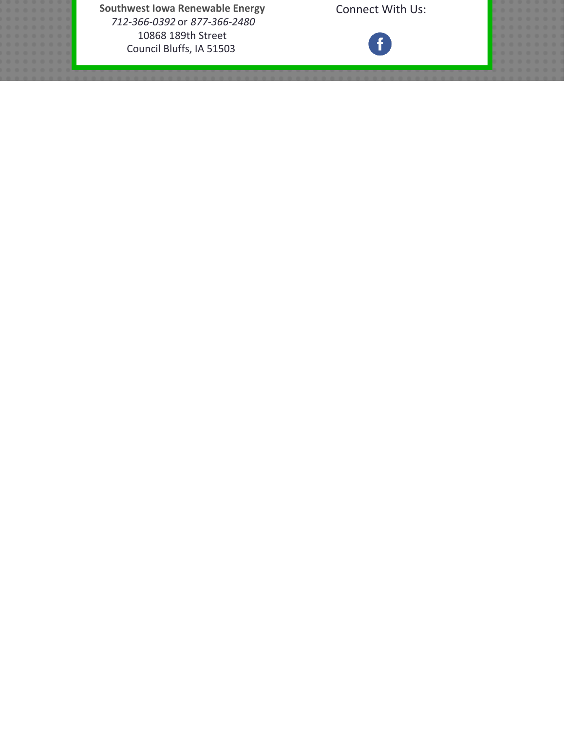**Southwest Iowa Renewable Energy**
*712-366-0392* or *877-366-2480*
10868 189th Street
Council Bluffs, IA 51503

Connect With Us: